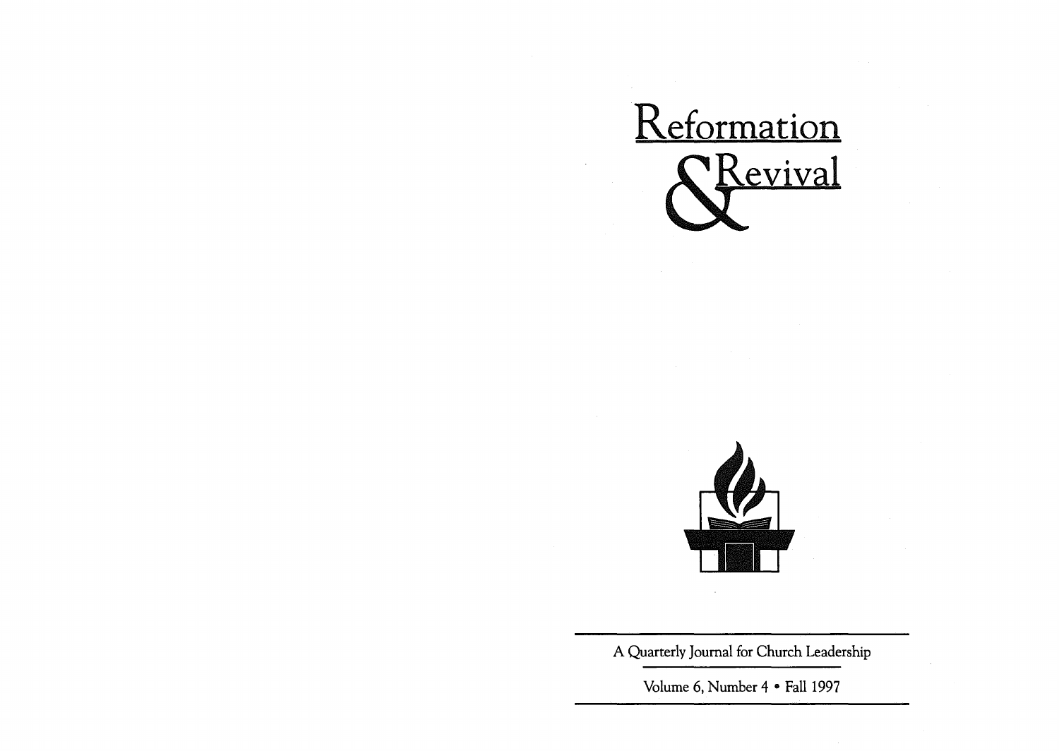# Reformation & Revival

A Quarterly Journal for Church Leadership

Volume 6, Number 4 • Fall 1997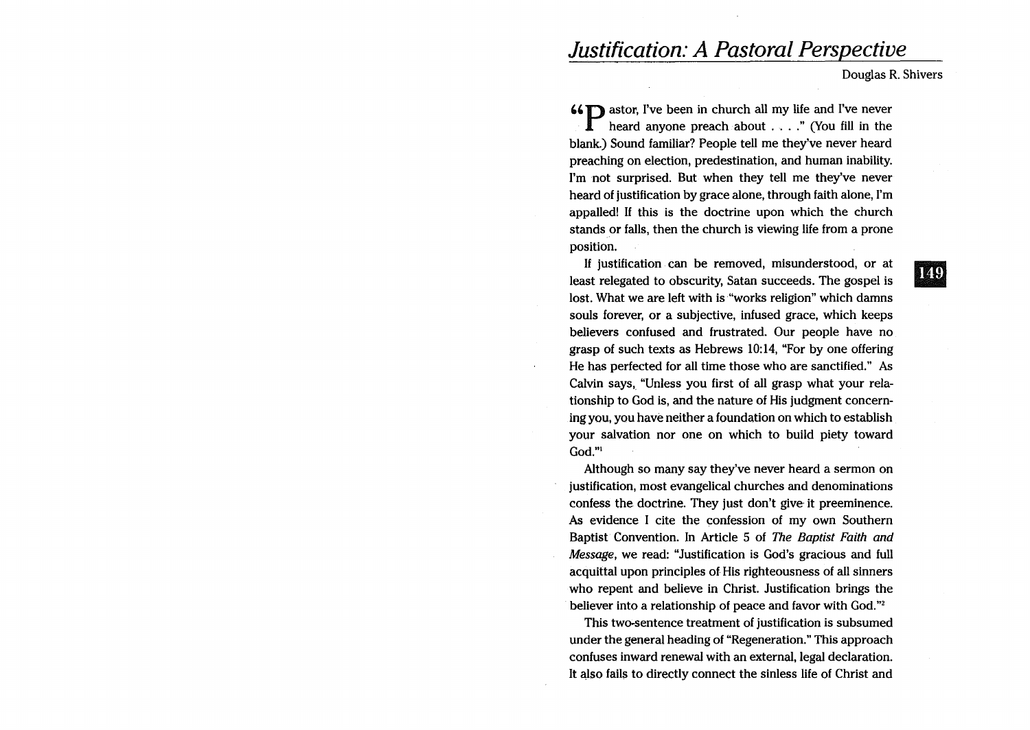# Justification: A Pastoral Perspective

Douglas R. Shivers

"Pastor, I've been in church all my life and I've never heard anyone preach about . . . ." (You fill in the blank.) Sound familiar? People tell me they've never heard preaching on election, predestination, and human inability. I'm not surprised. But when they tell me they've never heard of justification by grace alone, through faith alone, I'm appalled! If this is the doctrine upon which the church stands or falls, then the church is viewing life from a prone position.

If justification can be removed, misunderstood, or at least relegated to obscurity, Satan succeeds. The gospel is lost. What we are left with is "works religion" which damns souls forever, or a subjective, infused grace, which keeps believers confused and frustrated. Our people have no grasp of such texts as Hebrews 10:14, "For by one offering He has perfected for all time those who are sanctified." As Calvin says, "Unless you first of all grasp what your relationship to God is, and the nature of His judgment concerning you, you have neither a foundation on which to establish your salvation nor one on which to build piety toward God."[1]

Although so many say they've never heard a sermon on justification, most evangelical churches and denominations confess the doctrine. They just don't give it preeminence. As evidence I cite the confession of my own Southern Baptist Convention. In Article 5 of *The Baptist Faith and Message*, we read: "Justification is God's gracious and full acquittal upon principles of His righteousness of all sinners who repent and believe in Christ. Justification brings the believer into a relationship of peace and favor with God."[2]

This two-sentence treatment of justification is subsumed under the general heading of "Regeneration." This approach confuses inward renewal with an external, legal declaration. It also fails to directly connect the sinless life of Christ and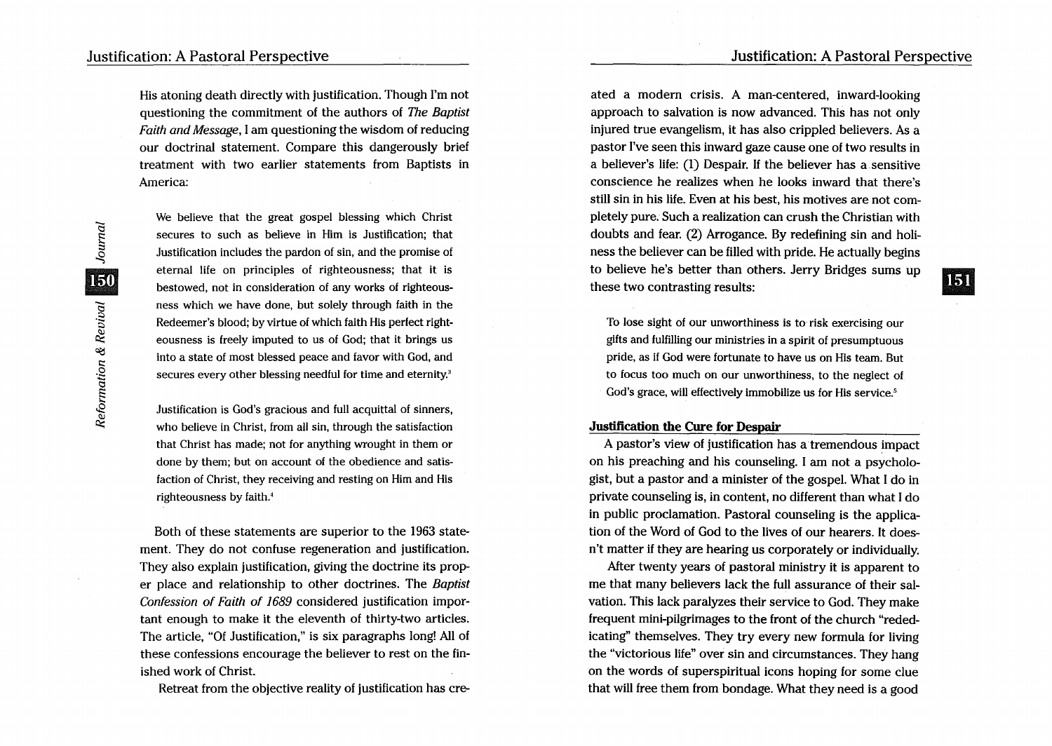His atoning death directly with justification. Though I'm not questioning the commitment of the authors of *The Baptist Faith and Message*, I am questioning the wisdom of reducing our doctrinal statement. Compare this dangerously brief treatment with two earlier statements from Baptists in America:

> We believe that the great gospel blessing which Christ secures to such as believe in Him is Justification; that Justification includes the pardon of sin, and the promise of eternal life on principles of righteousness; that it is bestowed, not in consideration of any works of righteousness which we have done, but solely through faith in the Redeemer's blood; by virtue of which faith His perfect righteousness is freely imputed to us of God; that it brings us into a state of most blessed peace and favor with God, and secures every other blessing needful for time and eternity.[3]

> Justification is God's gracious and full acquittal of sinners, who believe in Christ, from all sin, through the satisfaction that Christ has made; not for anything wrought in them or done by them; but on account of the obedience and satisfaction of Christ, they receiving and resting on Him and His righteousness by faith.[4]

Both of these statements are superior to the 1963 statement. They do not confuse regeneration and justification. They also explain justification, giving the doctrine its proper place and relationship to other doctrines. The *Baptist Confession of Faith of 1689* considered justification important enough to make it the eleventh of thirty-two articles. The article, "Of Justification," is six paragraphs long! All of these confessions encourage the believer to rest on the finished work of Christ.

Retreat from the objective reality of justification has created a modern crisis. A man-centered, inward-looking approach to salvation is now advanced. This has not only injured true evangelism, it has also crippled believers. As a pastor I've seen this inward gaze cause one of two results in a believer's life: (1) Despair. If the believer has a sensitive conscience he realizes when he looks inward that there's still sin in his life. Even at his best, his motives are not completely pure. Such a realization can crush the Christian with doubts and fear. (2) Arrogance. By redefining sin and holiness the believer can be filled with pride. He actually begins to believe he's better than others. Jerry Bridges sums up these two contrasting results:

> To lose sight of our unworthiness is to risk exercising our gifts and fulfilling our ministries in a spirit of presumptuous pride, as if God were fortunate to have us on His team. But to focus too much on our unworthiness, to the neglect of God's grace, will effectively immobilize us for His service.[5]

## Justification the Cure for Despair

A pastor's view of justification has a tremendous impact on his preaching and his counseling. I am not a psychologist, but a pastor and a minister of the gospel. What I do in private counseling is, in content, no different than what I do in public proclamation. Pastoral counseling is the application of the Word of God to the lives of our hearers. It doesn't matter if they are hearing us corporately or individually.

After twenty years of pastoral ministry it is apparent to me that many believers lack the full assurance of their salvation. This lack paralyzes their service to God. They make frequent mini-pilgrimages to the front of the church "rededicating" themselves. They try every new formula for living the "victorious life" over sin and circumstances. They hang on the words of superspiritual icons hoping for some clue that will free them from bondage. What they need is a good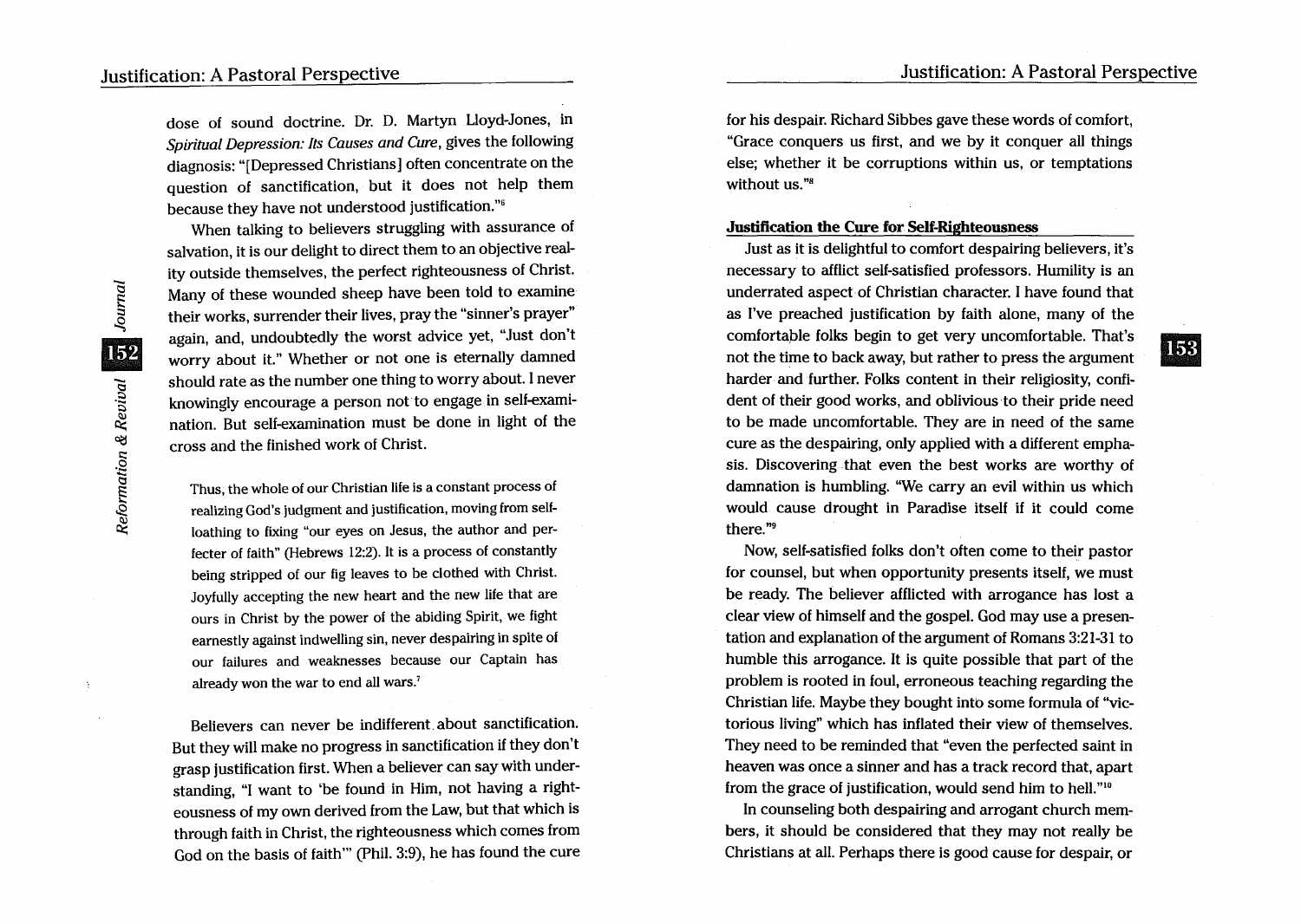dose of sound doctrine. Dr. D. Martyn Lloyd-Jones, in *Spiritual Depression: Its Causes and Cure*, gives the following diagnosis: "[Depressed Christians] often concentrate on the question of sanctification, but it does not help them because they have not understood justification."[6]

When talking to believers struggling with assurance of salvation, it is our delight to direct them to an objective reality outside themselves, the perfect righteousness of Christ. Many of these wounded sheep have been told to examine their works, surrender their lives, pray the "sinner's prayer" again, and, undoubtedly the worst advice yet, "Just don't worry about it." Whether or not one is eternally damned should rate as the number one thing to worry about. I never knowingly encourage a person not to engage in self-examination. But self-examination must be done in light of the cross and the finished work of Christ.

> Thus, the whole of our Christian life is a constant process of realizing God's judgment and justification, moving from self-loathing to fixing "our eyes on Jesus, the author and perfecter of faith" (Hebrews 12:2). It is a process of constantly being stripped of our fig leaves to be clothed with Christ. Joyfully accepting the new heart and the new life that are ours in Christ by the power of the abiding Spirit, we fight earnestly against indwelling sin, never despairing in spite of our failures and weaknesses because our Captain has already won the war to end all wars.[7]

Believers can never be indifferent about sanctification. But they will make no progress in sanctification if they don't grasp justification first. When a believer can say with understanding, "I want to 'be found in Him, not having a righteousness of my own derived from the Law, but that which is through faith in Christ, the righteousness which comes from God on the basis of faith'" (Phil. 3:9), he has found the cure for his despair. Richard Sibbes gave these words of comfort, "Grace conquers us first, and we by it conquer all things else; whether it be corruptions within us, or temptations without us."[8]

## Justification the Cure for Self-Righteousness

Just as it is delightful to comfort despairing believers, it's necessary to afflict self-satisfied professors. Humility is an underrated aspect of Christian character. I have found that as I've preached justification by faith alone, many of the comfortable folks begin to get very uncomfortable. That's not the time to back away, but rather to press the argument harder and further. Folks content in their religiosity, confident of their good works, and oblivious to their pride need to be made uncomfortable. They are in need of the same cure as the despairing, only applied with a different emphasis. Discovering that even the best works are worthy of damnation is humbling. "We carry an evil within us which would cause drought in Paradise itself if it could come there."[9]

Now, self-satisfied folks don't often come to their pastor for counsel, but when opportunity presents itself, we must be ready. The believer afflicted with arrogance has lost a clear view of himself and the gospel. God may use a presentation and explanation of the argument of Romans 3:21-31 to humble this arrogance. It is quite possible that part of the problem is rooted in foul, erroneous teaching regarding the Christian life. Maybe they bought into some formula of "victorious living" which has inflated their view of themselves. They need to be reminded that "even the perfected saint in heaven was once a sinner and has a track record that, apart from the grace of justification, would send him to hell."[10]

In counseling both despairing and arrogant church members, it should be considered that they may not really be Christians at all. Perhaps there is good cause for despair, or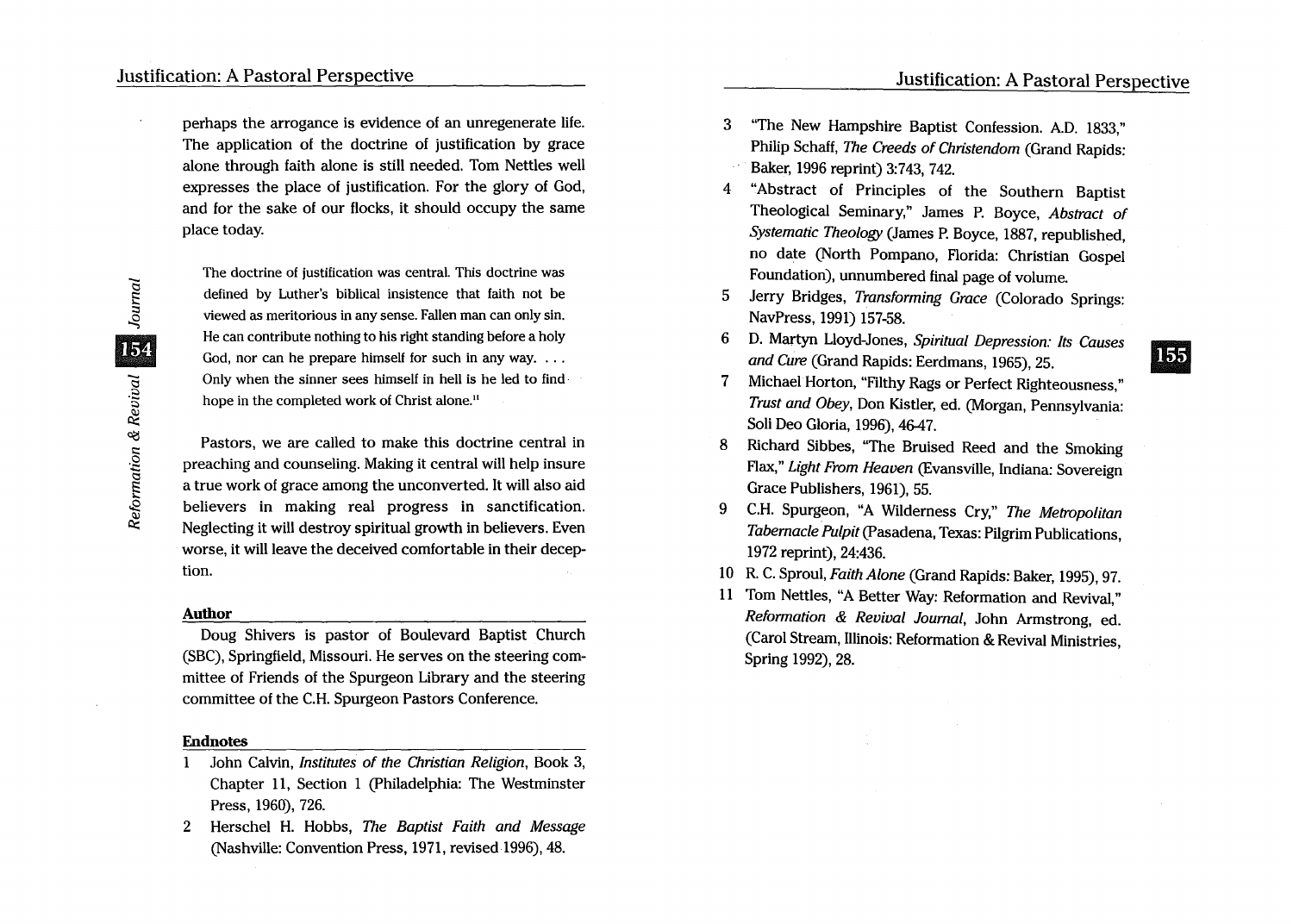perhaps the arrogance is evidence of an unregenerate life. The application of the doctrine of justification by grace alone through faith alone is still needed. Tom Nettles well expresses the place of justification. For the glory of God, and for the sake of our flocks, it should occupy the same place today.

> The doctrine of justification was central. This doctrine was defined by Luther's biblical insistence that faith not be viewed as meritorious in any sense. Fallen man can only sin. He can contribute nothing to his right standing before a holy God, nor can he prepare himself for such in any way. . . . Only when the sinner sees himself in hell is he led to find hope in the completed work of Christ alone.[11]

Pastors, we are called to make this doctrine central in preaching and counseling. Making it central will help insure a true work of grace among the unconverted. It will also aid believers in making real progress in sanctification. Neglecting it will destroy spiritual growth in believers. Even worse, it will leave the deceived comfortable in their deception.

## Author

Doug Shivers is pastor of Boulevard Baptist Church (SBC), Springfield, Missouri. He serves on the steering committee of Friends of the Spurgeon Library and the steering committee of the C.H. Spurgeon Pastors Conference.

## Endnotes

1. John Calvin, *Institutes of the Christian Religion*, Book 3, Chapter 11, Section 1 (Philadelphia: The Westminster Press, 1960), 726.
2. Herschel H. Hobbs, *The Baptist Faith and Message* (Nashville: Convention Press, 1971, revised 1996), 48.
3. "The New Hampshire Baptist Confession. A.D. 1833," Philip Schaff, *The Creeds of Christendom* (Grand Rapids: Baker, 1996 reprint) 3:743, 742.
4. "Abstract of Principles of the Southern Baptist Theological Seminary," James P. Boyce, *Abstract of Systematic Theology* (James P. Boyce, 1887, republished, no date (North Pompano, Florida: Christian Gospel Foundation), unnumbered final page of volume.
5. Jerry Bridges, *Transforming Grace* (Colorado Springs: NavPress, 1991) 157-58.
6. D. Martyn Lloyd-Jones, *Spiritual Depression: Its Causes and Cure* (Grand Rapids: Eerdmans, 1965), 25.
7. Michael Horton, "Filthy Rags or Perfect Righteousness," *Trust and Obey*, Don Kistler, ed. (Morgan, Pennsylvania: Soli Deo Gloria, 1996), 46-47.
8. Richard Sibbes, "The Bruised Reed and the Smoking Flax," *Light From Heaven* (Evansville, Indiana: Sovereign Grace Publishers, 1961), 55.
9. C.H. Spurgeon, "A Wilderness Cry," *The Metropolitan Tabernacle Pulpit* (Pasadena, Texas: Pilgrim Publications, 1972 reprint), 24:436.
10. R. C. Sproul, *Faith Alone* (Grand Rapids: Baker, 1995), 97.
11. Tom Nettles, "A Better Way: Reformation and Revival," *Reformation & Revival Journal*, John Armstrong, ed. (Carol Stream, Illinois: Reformation & Revival Ministries, Spring 1992), 28.